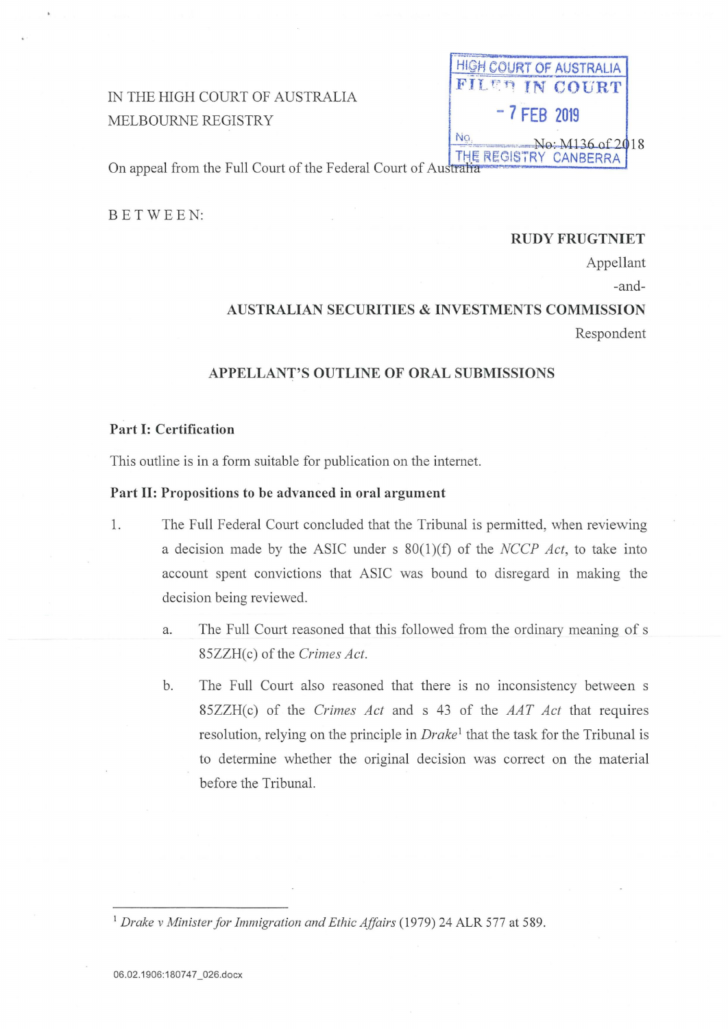IN THE HIGH COURT OF AUSTRALIA
MELBOURNE REGISTRY

HIGH COURT OF AUSTRALIA
FILED IN COURT
- 7 FEB 2019
No.
THE REGISTRY CANBERRA

No: M136 of 2018

On appeal from the Full Court of the Federal Court of Australia

BETWEEN:

**RUDY FRUGTNIET**
Appellant
-and-
**AUSTRALIAN SECURITIES & INVESTMENTS COMMISSION**
Respondent

**APPELLANT'S OUTLINE OF ORAL SUBMISSIONS**

**Part I: Certification**

This outline is in a form suitable for publication on the internet.

**Part II: Propositions to be advanced in oral argument**

1. The Full Federal Court concluded that the Tribunal is permitted, when reviewing a decision made by the ASIC under s 80(1)(f) of the *NCCP Act*, to take into account spent convictions that ASIC was bound to disregard in making the decision being reviewed.

   a. The Full Court reasoned that this followed from the ordinary meaning of s 85ZZH(c) of the *Crimes Act*.

   b. The Full Court also reasoned that there is no inconsistency between s 85ZZH(c) of the *Crimes Act* and s 43 of the *AAT Act* that requires resolution, relying on the principle in *Drake*[1] that the task for the Tribunal is to determine whether the original decision was correct on the material before the Tribunal.

[1] *Drake v Minister for Immigration and Ethic Affairs* (1979) 24 ALR 577 at 589.

06.02.1906:180747_026.docx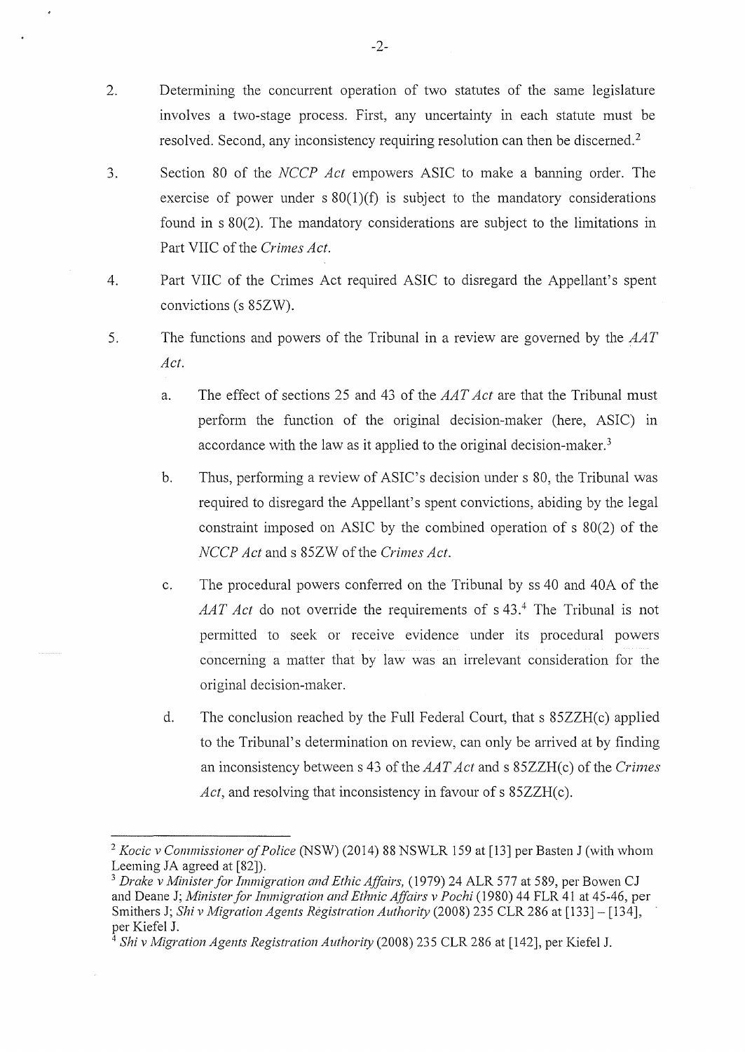2. Determining the concurrent operation of two statutes of the same legislature involves a two-stage process. First, any uncertainty in each statute must be resolved. Second, any inconsistency requiring resolution can then be discerned.[2]

3. Section 80 of the *NCCP Act* empowers ASIC to make a banning order. The exercise of power under s 80(1)(f) is subject to the mandatory considerations found in s 80(2). The mandatory considerations are subject to the limitations in Part VIIC of the *Crimes Act*.

4. Part VIIC of the Crimes Act required ASIC to disregard the Appellant's spent convictions (s 85ZW).

5. The functions and powers of the Tribunal in a review are governed by the *AAT Act*.

   a. The effect of sections 25 and 43 of the *AAT Act* are that the Tribunal must perform the function of the original decision-maker (here, ASIC) in accordance with the law as it applied to the original decision-maker.[3]

   b. Thus, performing a review of ASIC's decision under s 80, the Tribunal was required to disregard the Appellant's spent convictions, abiding by the legal constraint imposed on ASIC by the combined operation of s 80(2) of the *NCCP Act* and s 85ZW of the *Crimes Act*.

   c. The procedural powers conferred on the Tribunal by ss 40 and 40A of the *AAT Act* do not override the requirements of s 43.[4] The Tribunal is not permitted to seek or receive evidence under its procedural powers concerning a matter that by law was an irrelevant consideration for the original decision-maker.

   d. The conclusion reached by the Full Federal Court, that s 85ZZH(c) applied to the Tribunal's determination on review, can only be arrived at by finding an inconsistency between s 43 of the *AAT Act* and s 85ZZH(c) of the *Crimes Act*, and resolving that inconsistency in favour of s 85ZZH(c).

---

[2] *Kocic v Commissioner of Police* (NSW) (2014) 88 NSWLR 159 at [13] per Basten J (with whom Leeming JA agreed at [82]).

[3] *Drake v Minister for Immigration and Ethic Affairs,* (1979) 24 ALR 577 at 589, per Bowen CJ and Deane J; *Minister for Immigration and Ethnic Affairs v Pochi* (1980) 44 FLR 41 at 45-46, per Smithers J; *Shi v Migration Agents Registration Authority* (2008) 235 CLR 286 at [133] – [134], per Kiefel J.

[4] *Shi v Migration Agents Registration Authority* (2008) 235 CLR 286 at [142], per Kiefel J.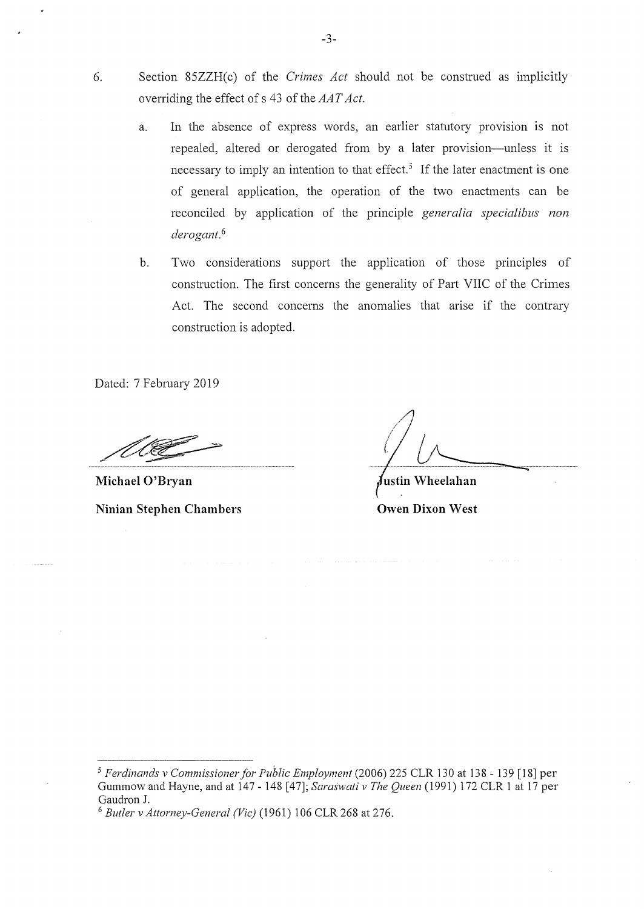6. Section 85ZZH(c) of the *Crimes Act* should not be construed as implicitly overriding the effect of s 43 of the *AAT Act*.

   a. In the absence of express words, an earlier statutory provision is not repealed, altered or derogated from by a later provision—unless it is necessary to imply an intention to that effect.[5] If the later enactment is one of general application, the operation of the two enactments can be reconciled by application of the principle *generalia specialibus non derogant*.[6]

   b. Two considerations support the application of those principles of construction. The first concerns the generality of Part VIIC of the Crimes Act. The second concerns the anomalies that arise if the contrary construction is adopted.

Dated: 7 February 2019

| | |
|---|---|
| **Michael O'Bryan** | **Justin Wheelahan** |
| **Ninian Stephen Chambers** | **Owen Dixon West** |

---

[5] *Ferdinands v Commissioner for Public Employment* (2006) 225 CLR 130 at 138 - 139 [18] per Gummow and Hayne, and at 147 - 148 [47]; *Saraswati v The Queen* (1991) 172 CLR 1 at 17 per Gaudron J.

[6] *Butler v Attorney-General (Vic)* (1961) 106 CLR 268 at 276.